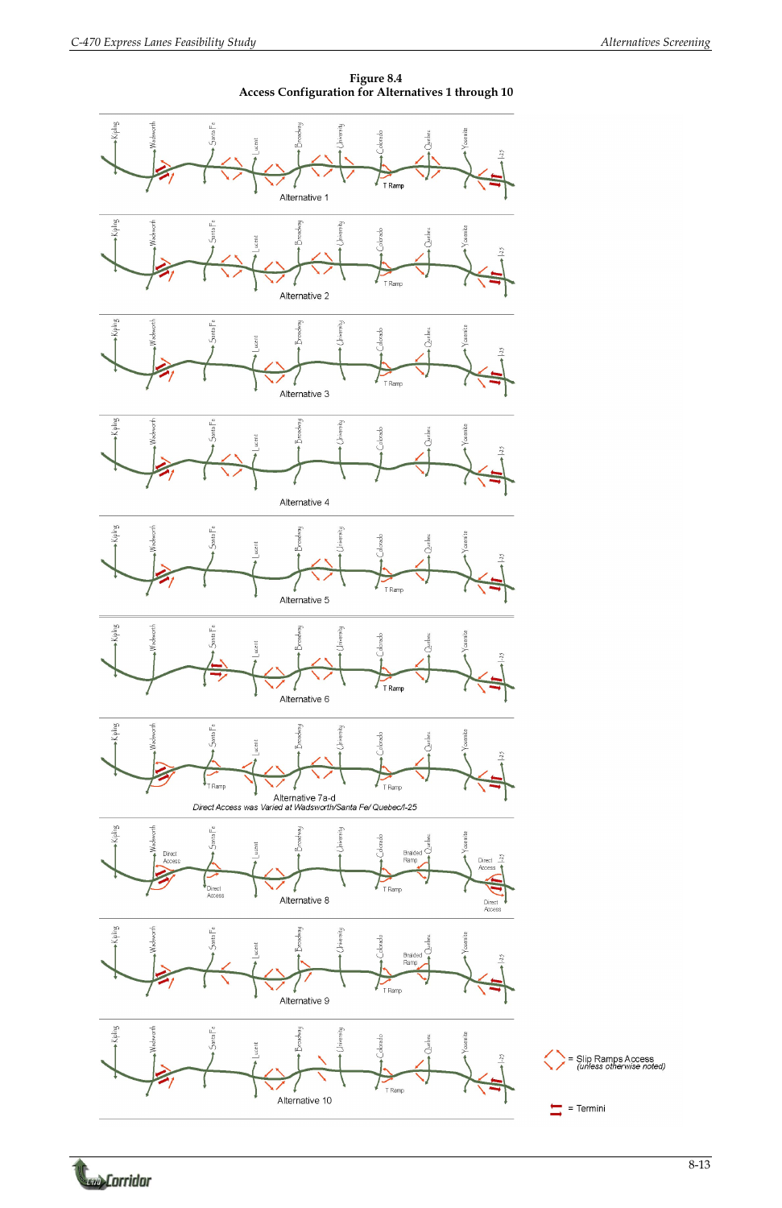**Figure 8.4**
**Access Configuration for Alternatives 1 through 10**

Kipling, Wadsworth, Santa Fe, Lucent, Broadway, University, Colorado, Quebec, Yosemite, I-25

T Ramp

Alternative 1

Alternative 2

Alternative 3

Alternative 4

Alternative 5

Alternative 6

Alternative 7a-d

*Direct Access was Varied at Wadsworth/Santa Fe/ Quebec/I-25*

Direct Access

Braided Ramp

Alternative 8

Alternative 9

Alternative 10

= Slip Ramps Access
*(unless otherwise noted)*

= Termini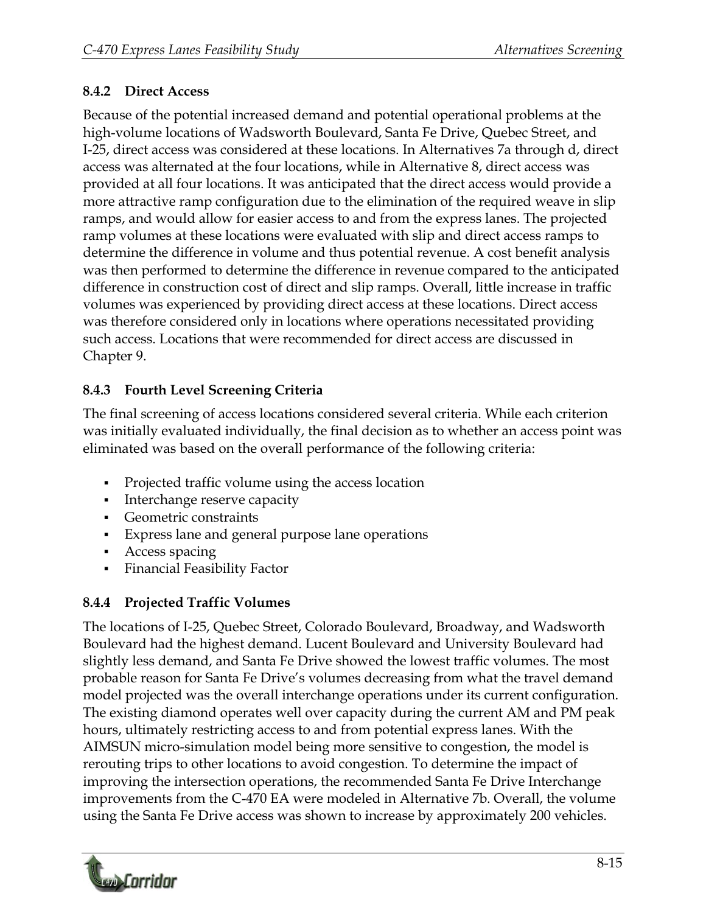### 8.4.2 Direct Access

Because of the potential increased demand and potential operational problems at the high-volume locations of Wadsworth Boulevard, Santa Fe Drive, Quebec Street, and I-25, direct access was considered at these locations. In Alternatives 7a through d, direct access was alternated at the four locations, while in Alternative 8, direct access was provided at all four locations. It was anticipated that the direct access would provide a more attractive ramp configuration due to the elimination of the required weave in slip ramps, and would allow for easier access to and from the express lanes. The projected ramp volumes at these locations were evaluated with slip and direct access ramps to determine the difference in volume and thus potential revenue. A cost benefit analysis was then performed to determine the difference in revenue compared to the anticipated difference in construction cost of direct and slip ramps. Overall, little increase in traffic volumes was experienced by providing direct access at these locations. Direct access was therefore considered only in locations where operations necessitated providing such access. Locations that were recommended for direct access are discussed in Chapter 9.

### 8.4.3 Fourth Level Screening Criteria

The final screening of access locations considered several criteria. While each criterion was initially evaluated individually, the final decision as to whether an access point was eliminated was based on the overall performance of the following criteria:

- Projected traffic volume using the access location
- Interchange reserve capacity
- Geometric constraints
- Express lane and general purpose lane operations
- Access spacing
- Financial Feasibility Factor

### 8.4.4 Projected Traffic Volumes

The locations of I-25, Quebec Street, Colorado Boulevard, Broadway, and Wadsworth Boulevard had the highest demand. Lucent Boulevard and University Boulevard had slightly less demand, and Santa Fe Drive showed the lowest traffic volumes. The most probable reason for Santa Fe Drive's volumes decreasing from what the travel demand model projected was the overall interchange operations under its current configuration. The existing diamond operates well over capacity during the current AM and PM peak hours, ultimately restricting access to and from potential express lanes. With the AIMSUN micro-simulation model being more sensitive to congestion, the model is rerouting trips to other locations to avoid congestion. To determine the impact of improving the intersection operations, the recommended Santa Fe Drive Interchange improvements from the C-470 EA were modeled in Alternative 7b. Overall, the volume using the Santa Fe Drive access was shown to increase by approximately 200 vehicles.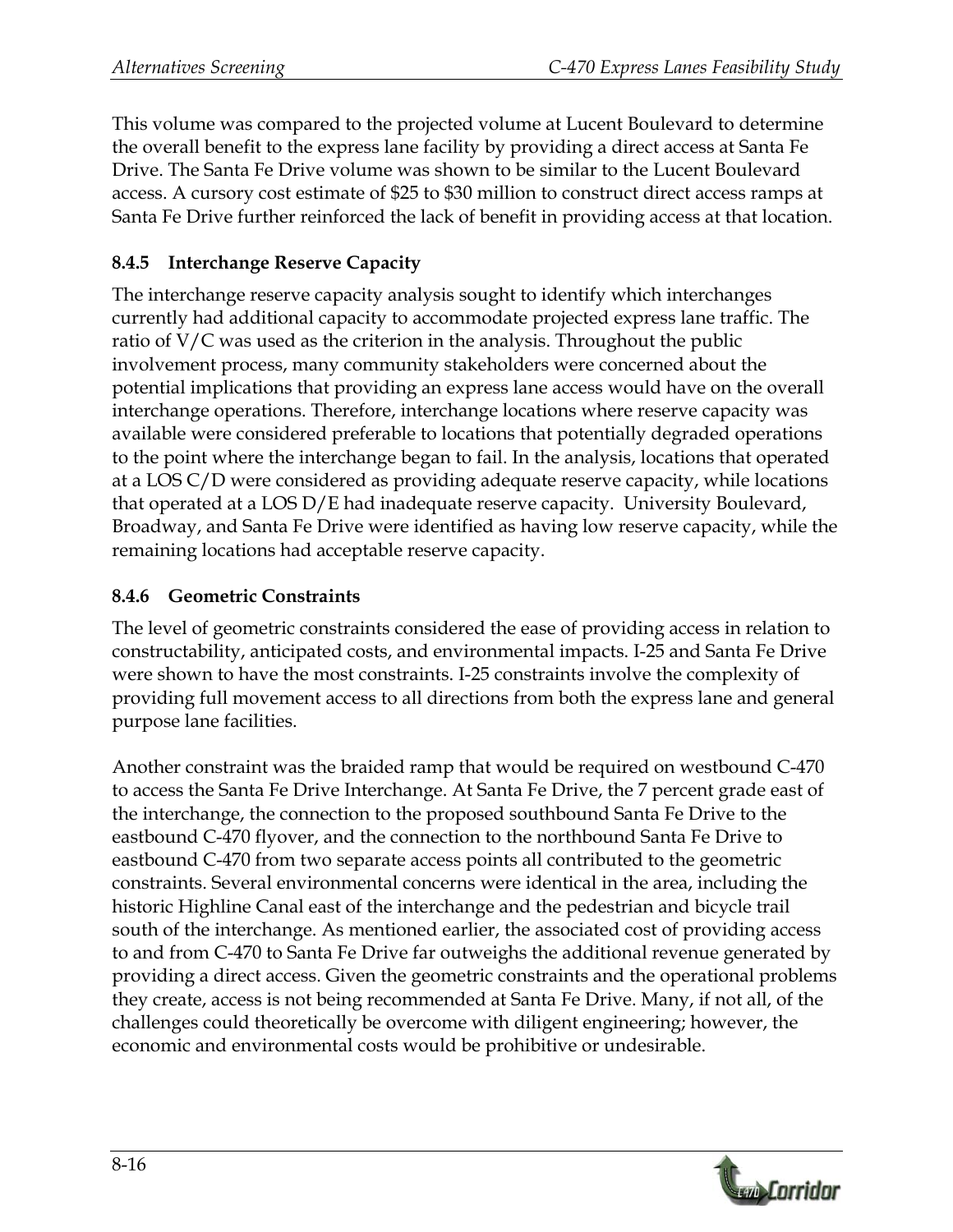This volume was compared to the projected volume at Lucent Boulevard to determine the overall benefit to the express lane facility by providing a direct access at Santa Fe Drive. The Santa Fe Drive volume was shown to be similar to the Lucent Boulevard access. A cursory cost estimate of $25 to $30 million to construct direct access ramps at Santa Fe Drive further reinforced the lack of benefit in providing access at that location.

### 8.4.5 Interchange Reserve Capacity

The interchange reserve capacity analysis sought to identify which interchanges currently had additional capacity to accommodate projected express lane traffic. The ratio of V/C was used as the criterion in the analysis. Throughout the public involvement process, many community stakeholders were concerned about the potential implications that providing an express lane access would have on the overall interchange operations. Therefore, interchange locations where reserve capacity was available were considered preferable to locations that potentially degraded operations to the point where the interchange began to fail. In the analysis, locations that operated at a LOS C/D were considered as providing adequate reserve capacity, while locations that operated at a LOS D/E had inadequate reserve capacity. University Boulevard, Broadway, and Santa Fe Drive were identified as having low reserve capacity, while the remaining locations had acceptable reserve capacity.

### 8.4.6 Geometric Constraints

The level of geometric constraints considered the ease of providing access in relation to constructability, anticipated costs, and environmental impacts. I-25 and Santa Fe Drive were shown to have the most constraints. I-25 constraints involve the complexity of providing full movement access to all directions from both the express lane and general purpose lane facilities.

Another constraint was the braided ramp that would be required on westbound C-470 to access the Santa Fe Drive Interchange. At Santa Fe Drive, the 7 percent grade east of the interchange, the connection to the proposed southbound Santa Fe Drive to the eastbound C-470 flyover, and the connection to the northbound Santa Fe Drive to eastbound C-470 from two separate access points all contributed to the geometric constraints. Several environmental concerns were identical in the area, including the historic Highline Canal east of the interchange and the pedestrian and bicycle trail south of the interchange. As mentioned earlier, the associated cost of providing access to and from C-470 to Santa Fe Drive far outweighs the additional revenue generated by providing a direct access. Given the geometric constraints and the operational problems they create, access is not being recommended at Santa Fe Drive. Many, if not all, of the challenges could theoretically be overcome with diligent engineering; however, the economic and environmental costs would be prohibitive or undesirable.